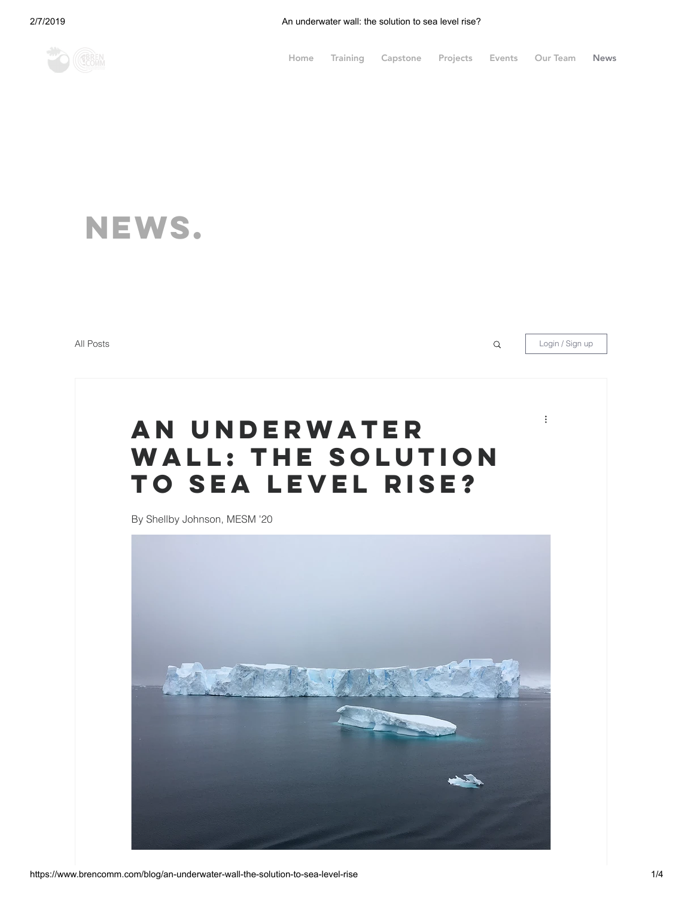Home Training Capstone Projects Events Our Team News

# NEWS.

All Posts

Login / Sign up

# AN UNDERWATER WALL: THE SOLUTION TO SEA LEVEL RISE?

By Shellby Johnson, MESM '20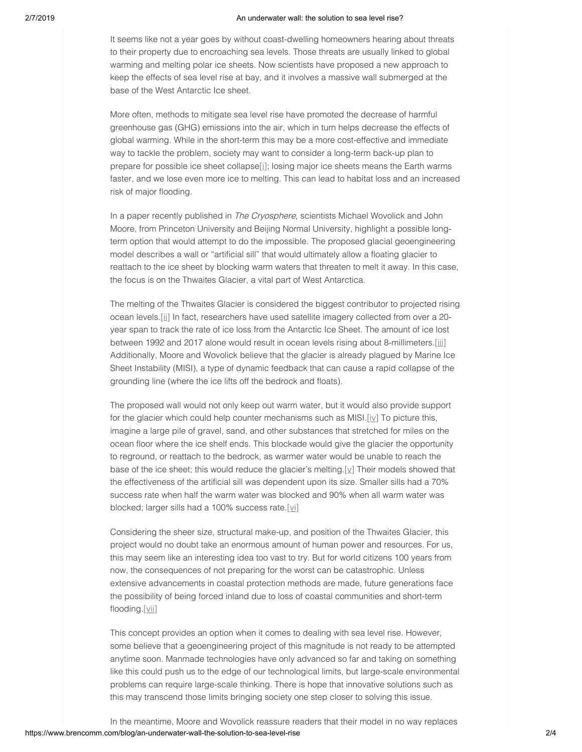It seems like not a year goes by without coast-dwelling homeowners hearing about threats to their property due to encroaching sea levels. Those threats are usually linked to global warming and melting polar ice sheets. Now scientists have proposed a new approach to keep the effects of sea level rise at bay, and it involves a massive wall submerged at the base of the West Antarctic Ice sheet.

More often, methods to mitigate sea level rise have promoted the decrease of harmful greenhouse gas (GHG) emissions into the air, which in turn helps decrease the effects of global warming. While in the short-term this may be a more cost-effective and immediate way to tackle the problem, society may want to consider a long-term back-up plan to prepare for possible ice sheet collapse[i]; losing major ice sheets means the Earth warms faster, and we lose even more ice to melting. This can lead to habitat loss and an increased risk of major flooding.

In a paper recently published in *The Cryosphere*, scientists Michael Wovolick and John Moore, from Princeton University and Beijing Normal University, highlight a possible long-term option that would attempt to do the impossible. The proposed glacial geoengineering model describes a wall or "artificial sill" that would ultimately allow a floating glacier to reattach to the ice sheet by blocking warm waters that threaten to melt it away. In this case, the focus is on the Thwaites Glacier, a vital part of West Antarctica.

The melting of the Thwaites Glacier is considered the biggest contributor to projected rising ocean levels.[ii] In fact, researchers have used satellite imagery collected from over a 20-year span to track the rate of ice loss from the Antarctic Ice Sheet. The amount of ice lost between 1992 and 2017 alone would result in ocean levels rising about 8-millimeters.[iii] Additionally, Moore and Wovolick believe that the glacier is already plagued by Marine Ice Sheet Instability (MISI), a type of dynamic feedback that can cause a rapid collapse of the grounding line (where the ice lifts off the bedrock and floats).

The proposed wall would not only keep out warm water, but it would also provide support for the glacier which could help counter mechanisms such as MISI.[iv] To picture this, imagine a large pile of gravel, sand, and other substances that stretched for miles on the ocean floor where the ice shelf ends. This blockade would give the glacier the opportunity to reground, or reattach to the bedrock, as warmer water would be unable to reach the base of the ice sheet; this would reduce the glacier's melting.[v] Their models showed that the effectiveness of the artificial sill was dependent upon its size. Smaller sills had a 70% success rate when half the warm water was blocked and 90% when all warm water was blocked; larger sills had a 100% success rate.[vi]

Considering the sheer size, structural make-up, and position of the Thwaites Glacier, this project would no doubt take an enormous amount of human power and resources. For us, this may seem like an interesting idea too vast to try. But for world citizens 100 years from now, the consequences of not preparing for the worst can be catastrophic. Unless extensive advancements in coastal protection methods are made, future generations face the possibility of being forced inland due to loss of coastal communities and short-term flooding.[vii]

This concept provides an option when it comes to dealing with sea level rise. However, some believe that a geoengineering project of this magnitude is not ready to be attempted anytime soon. Manmade technologies have only advanced so far and taking on something like this could push us to the edge of our technological limits, but large-scale environmental problems can require large-scale thinking. There is hope that innovative solutions such as this may transcend those limits bringing society one step closer to solving this issue.

In the meantime, Moore and Wovolick reassure readers that their model in no way replaces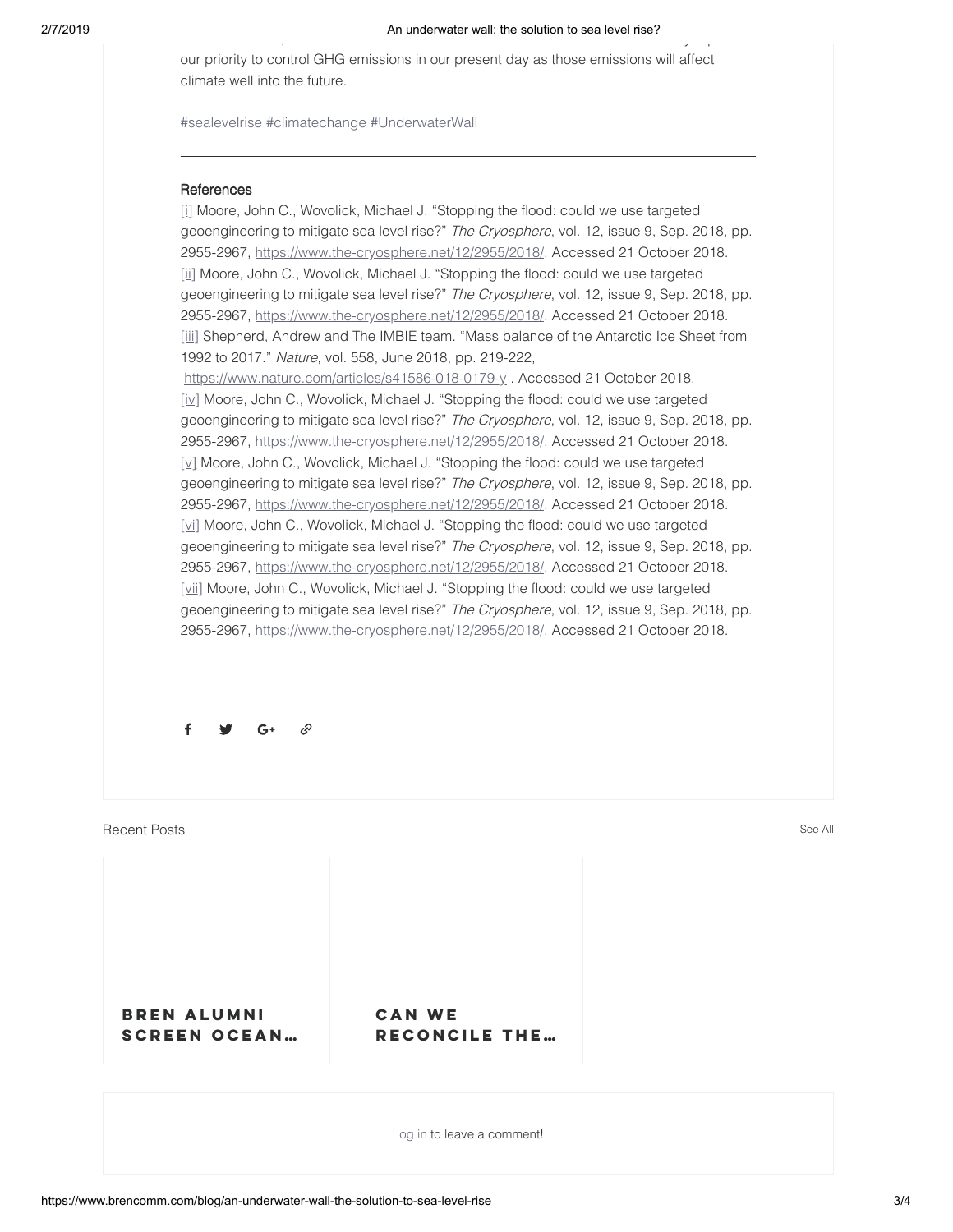our priority to control GHG emissions in our present day as those emissions will affect climate well into the future.

#sealevelrise #climatechange #UnderwaterWall

---

References

[i] Moore, John C., Wovolick, Michael J. "Stopping the flood: could we use targeted geoengineering to mitigate sea level rise?" *The Cryosphere*, vol. 12, issue 9, Sep. 2018, pp. 2955-2967, https://www.the-cryosphere.net/12/2955/2018/. Accessed 21 October 2018.

[ii] Moore, John C., Wovolick, Michael J. "Stopping the flood: could we use targeted geoengineering to mitigate sea level rise?" *The Cryosphere*, vol. 12, issue 9, Sep. 2018, pp. 2955-2967, https://www.the-cryosphere.net/12/2955/2018/. Accessed 21 October 2018.

[iii] Shepherd, Andrew and The IMBIE team. "Mass balance of the Antarctic Ice Sheet from 1992 to 2017." *Nature*, vol. 558, June 2018, pp. 219-222, https://www.nature.com/articles/s41586-018-0179-y . Accessed 21 October 2018.

[iv] Moore, John C., Wovolick, Michael J. "Stopping the flood: could we use targeted geoengineering to mitigate sea level rise?" *The Cryosphere*, vol. 12, issue 9, Sep. 2018, pp. 2955-2967, https://www.the-cryosphere.net/12/2955/2018/. Accessed 21 October 2018.

[v] Moore, John C., Wovolick, Michael J. "Stopping the flood: could we use targeted geoengineering to mitigate sea level rise?" *The Cryosphere*, vol. 12, issue 9, Sep. 2018, pp. 2955-2967, https://www.the-cryosphere.net/12/2955/2018/. Accessed 21 October 2018.

[vi] Moore, John C., Wovolick, Michael J. "Stopping the flood: could we use targeted geoengineering to mitigate sea level rise?" *The Cryosphere*, vol. 12, issue 9, Sep. 2018, pp. 2955-2967, https://www.the-cryosphere.net/12/2955/2018/. Accessed 21 October 2018.

[vii] Moore, John C., Wovolick, Michael J. "Stopping the flood: could we use targeted geoengineering to mitigate sea level rise?" *The Cryosphere*, vol. 12, issue 9, Sep. 2018, pp. 2955-2967, https://www.the-cryosphere.net/12/2955/2018/. Accessed 21 October 2018.

Recent Posts

See All

**BREN ALUMNI SCREEN OCEAN…**

**CAN WE RECONCILE THE…**

Log in to leave a comment!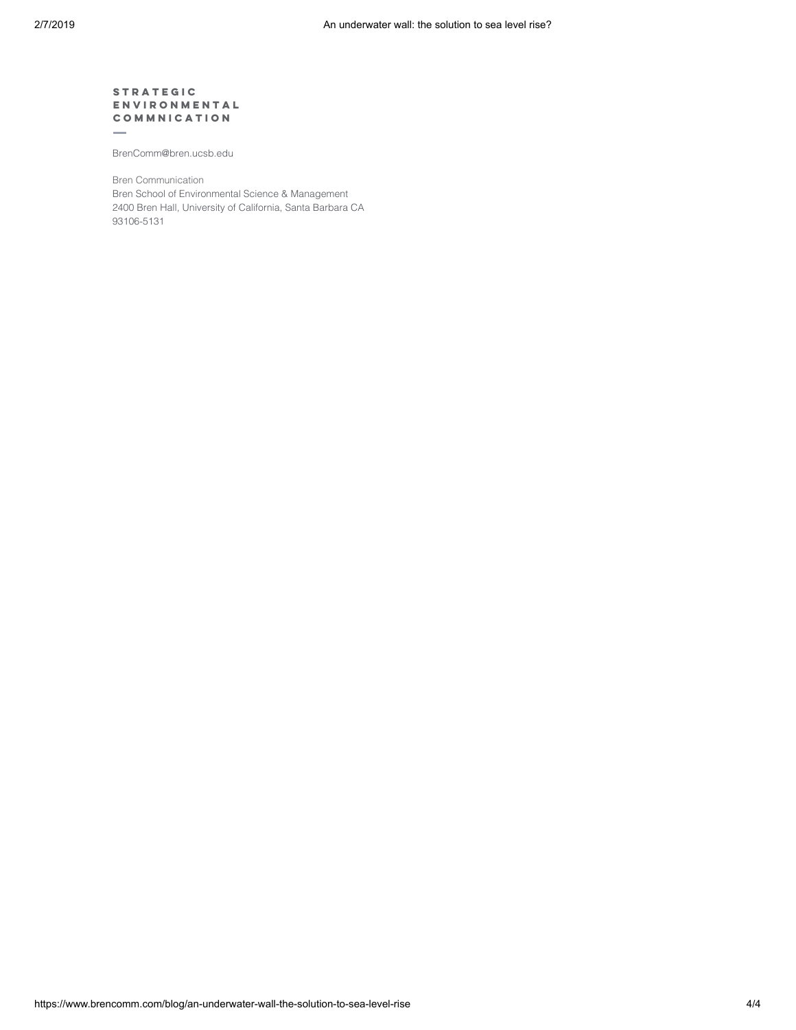**STRATEGIC ENVIRONMENTAL COMMNICATION**

BrenComm@bren.ucsb.edu

Bren Communication
Bren School of Environmental Science & Management
2400 Bren Hall, University of California, Santa Barbara CA 93106-5131